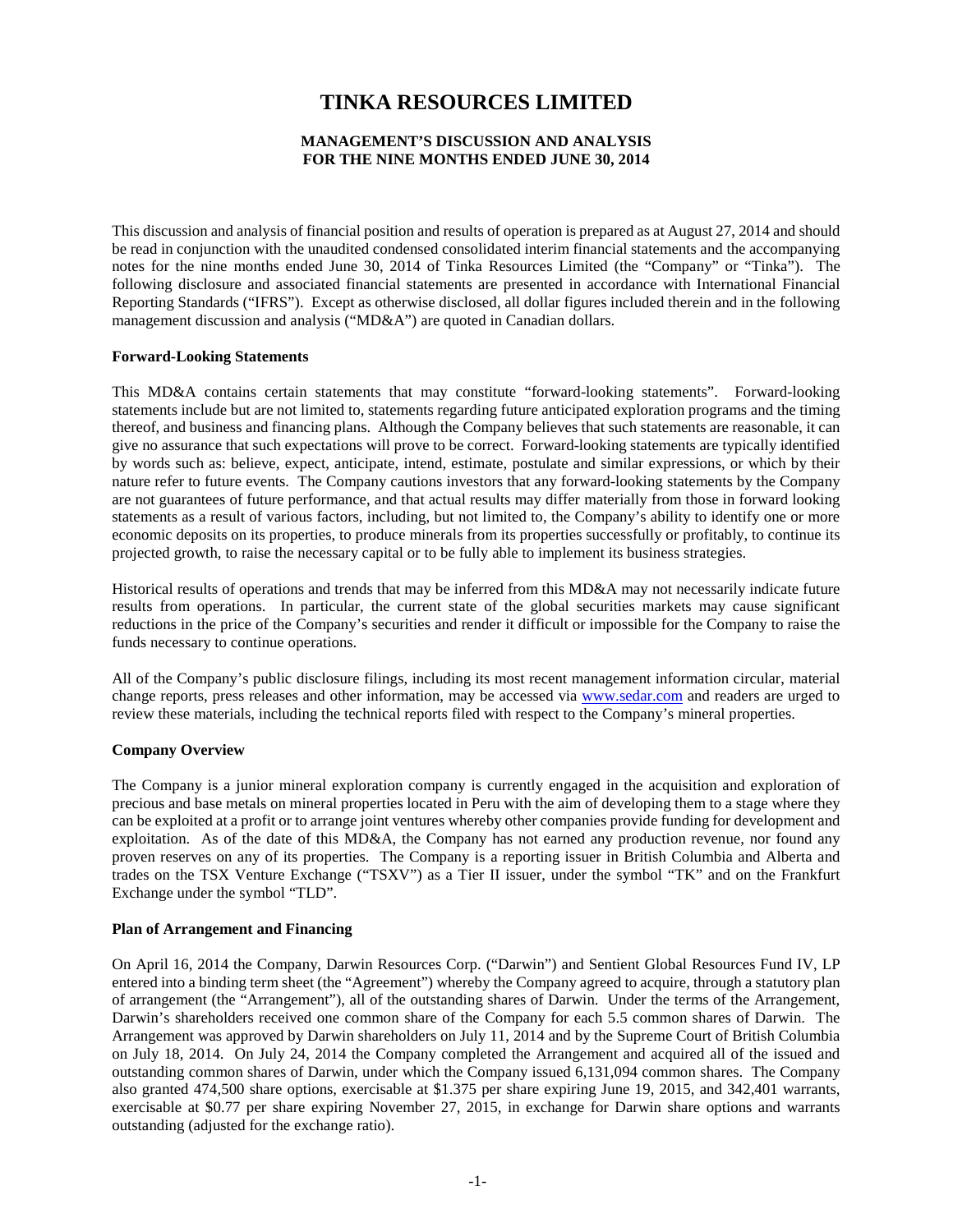# TINKA RESOURCES LIMITED

**MANAGEMENT'S DISCUSSION AND ANALYSIS**
**FOR THE NINE MONTHS ENDED JUNE 30, 2014**

This discussion and analysis of financial position and results of operation is prepared as at August 27, 2014 and should be read in conjunction with the unaudited condensed consolidated interim financial statements and the accompanying notes for the nine months ended June 30, 2014 of Tinka Resources Limited (the "Company" or "Tinka"). The following disclosure and associated financial statements are presented in accordance with International Financial Reporting Standards ("IFRS"). Except as otherwise disclosed, all dollar figures included therein and in the following management discussion and analysis ("MD&A") are quoted in Canadian dollars.

**Forward-Looking Statements**

This MD&A contains certain statements that may constitute "forward-looking statements". Forward-looking statements include but are not limited to, statements regarding future anticipated exploration programs and the timing thereof, and business and financing plans. Although the Company believes that such statements are reasonable, it can give no assurance that such expectations will prove to be correct. Forward-looking statements are typically identified by words such as: believe, expect, anticipate, intend, estimate, postulate and similar expressions, or which by their nature refer to future events. The Company cautions investors that any forward-looking statements by the Company are not guarantees of future performance, and that actual results may differ materially from those in forward looking statements as a result of various factors, including, but not limited to, the Company's ability to identify one or more economic deposits on its properties, to produce minerals from its properties successfully or profitably, to continue its projected growth, to raise the necessary capital or to be fully able to implement its business strategies.

Historical results of operations and trends that may be inferred from this MD&A may not necessarily indicate future results from operations. In particular, the current state of the global securities markets may cause significant reductions in the price of the Company's securities and render it difficult or impossible for the Company to raise the funds necessary to continue operations.

All of the Company's public disclosure filings, including its most recent management information circular, material change reports, press releases and other information, may be accessed via www.sedar.com and readers are urged to review these materials, including the technical reports filed with respect to the Company's mineral properties.

**Company Overview**

The Company is a junior mineral exploration company is currently engaged in the acquisition and exploration of precious and base metals on mineral properties located in Peru with the aim of developing them to a stage where they can be exploited at a profit or to arrange joint ventures whereby other companies provide funding for development and exploitation. As of the date of this MD&A, the Company has not earned any production revenue, nor found any proven reserves on any of its properties. The Company is a reporting issuer in British Columbia and Alberta and trades on the TSX Venture Exchange ("TSXV") as a Tier II issuer, under the symbol "TK" and on the Frankfurt Exchange under the symbol "TLD".

**Plan of Arrangement and Financing**

On April 16, 2014 the Company, Darwin Resources Corp. ("Darwin") and Sentient Global Resources Fund IV, LP entered into a binding term sheet (the "Agreement") whereby the Company agreed to acquire, through a statutory plan of arrangement (the "Arrangement"), all of the outstanding shares of Darwin. Under the terms of the Arrangement, Darwin's shareholders received one common share of the Company for each 5.5 common shares of Darwin. The Arrangement was approved by Darwin shareholders on July 11, 2014 and by the Supreme Court of British Columbia on July 18, 2014. On July 24, 2014 the Company completed the Arrangement and acquired all of the issued and outstanding common shares of Darwin, under which the Company issued 6,131,094 common shares. The Company also granted 474,500 share options, exercisable at $1.375 per share expiring June 19, 2015, and 342,401 warrants, exercisable at $0.77 per share expiring November 27, 2015, in exchange for Darwin share options and warrants outstanding (adjusted for the exchange ratio).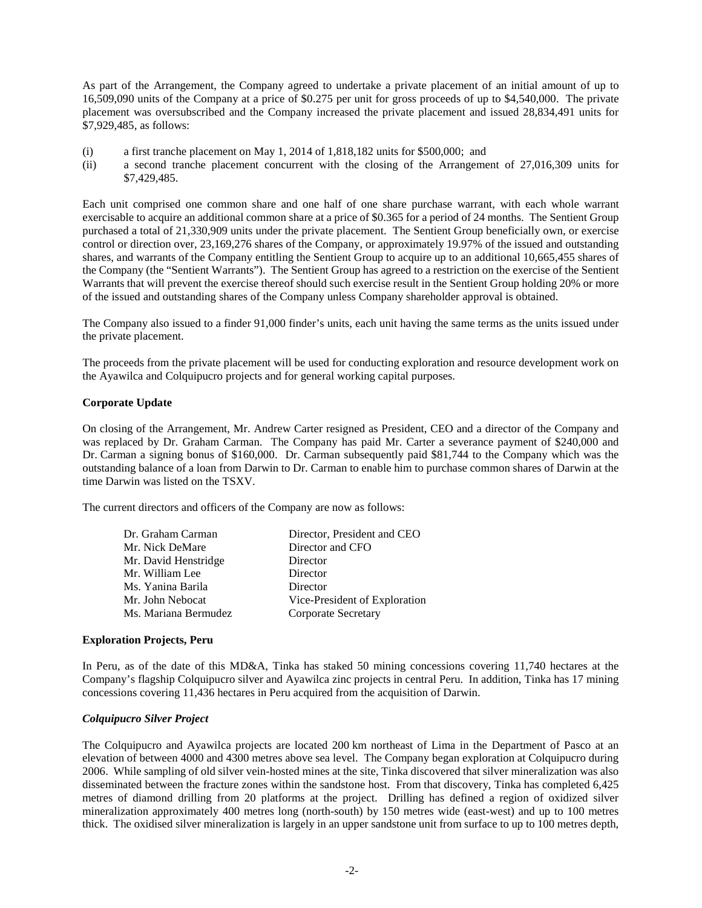As part of the Arrangement, the Company agreed to undertake a private placement of an initial amount of up to 16,509,090 units of the Company at a price of $0.275 per unit for gross proceeds of up to $4,540,000. The private placement was oversubscribed and the Company increased the private placement and issued 28,834,491 units for $7,929,485, as follows:

(i) a first tranche placement on May 1, 2014 of 1,818,182 units for $500,000; and
(ii) a second tranche placement concurrent with the closing of the Arrangement of 27,016,309 units for $7,429,485.

Each unit comprised one common share and one half of one share purchase warrant, with each whole warrant exercisable to acquire an additional common share at a price of $0.365 for a period of 24 months. The Sentient Group purchased a total of 21,330,909 units under the private placement. The Sentient Group beneficially own, or exercise control or direction over, 23,169,276 shares of the Company, or approximately 19.97% of the issued and outstanding shares, and warrants of the Company entitling the Sentient Group to acquire up to an additional 10,665,455 shares of the Company (the "Sentient Warrants"). The Sentient Group has agreed to a restriction on the exercise of the Sentient Warrants that will prevent the exercise thereof should such exercise result in the Sentient Group holding 20% or more of the issued and outstanding shares of the Company unless Company shareholder approval is obtained.

The Company also issued to a finder 91,000 finder's units, each unit having the same terms as the units issued under the private placement.

The proceeds from the private placement will be used for conducting exploration and resource development work on the Ayawilca and Colquipucro projects and for general working capital purposes.

**Corporate Update**

On closing of the Arrangement, Mr. Andrew Carter resigned as President, CEO and a director of the Company and was replaced by Dr. Graham Carman. The Company has paid Mr. Carter a severance payment of $240,000 and Dr. Carman a signing bonus of $160,000. Dr. Carman subsequently paid $81,744 to the Company which was the outstanding balance of a loan from Darwin to Dr. Carman to enable him to purchase common shares of Darwin at the time Darwin was listed on the TSXV.

The current directors and officers of the Company are now as follows:

| | |
|---|---|
| Dr. Graham Carman | Director, President and CEO |
| Mr. Nick DeMare | Director and CFO |
| Mr. David Henstridge | Director |
| Mr. William Lee | Director |
| Ms. Yanina Barila | Director |
| Mr. John Nebocat | Vice-President of Exploration |
| Ms. Mariana Bermudez | Corporate Secretary |

**Exploration Projects, Peru**

In Peru, as of the date of this MD&A, Tinka has staked 50 mining concessions covering 11,740 hectares at the Company's flagship Colquipucro silver and Ayawilca zinc projects in central Peru. In addition, Tinka has 17 mining concessions covering 11,436 hectares in Peru acquired from the acquisition of Darwin.

***Colquipucro Silver Project***

The Colquipucro and Ayawilca projects are located 200 km northeast of Lima in the Department of Pasco at an elevation of between 4000 and 4300 metres above sea level. The Company began exploration at Colquipucro during 2006. While sampling of old silver vein-hosted mines at the site, Tinka discovered that silver mineralization was also disseminated between the fracture zones within the sandstone host. From that discovery, Tinka has completed 6,425 metres of diamond drilling from 20 platforms at the project. Drilling has defined a region of oxidized silver mineralization approximately 400 metres long (north-south) by 150 metres wide (east-west) and up to 100 metres thick. The oxidised silver mineralization is largely in an upper sandstone unit from surface to up to 100 metres depth,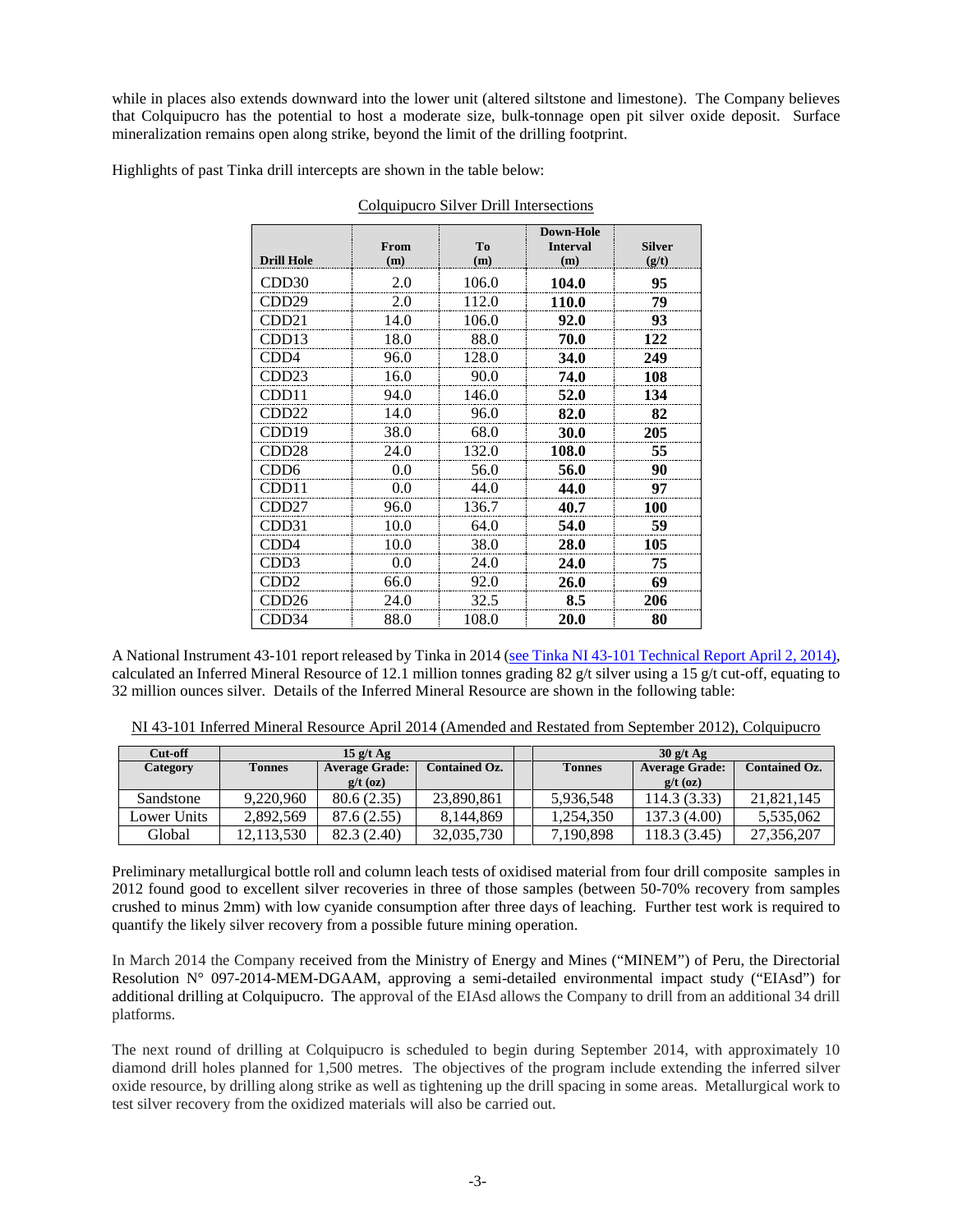while in places also extends downward into the lower unit (altered siltstone and limestone). The Company believes that Colquipucro has the potential to host a moderate size, bulk-tonnage open pit silver oxide deposit. Surface mineralization remains open along strike, beyond the limit of the drilling footprint.

Highlights of past Tinka drill intercepts are shown in the table below:

Colquipucro Silver Drill Intersections

| Drill Hole | From (m) | To (m) | Down-Hole Interval (m) | Silver (g/t) |
|---|---|---|---|---|
| CDD30 | 2.0 | 106.0 | **104.0** | **95** |
| CDD29 | 2.0 | 112.0 | **110.0** | **79** |
| CDD21 | 14.0 | 106.0 | **92.0** | **93** |
| CDD13 | 18.0 | 88.0 | **70.0** | **122** |
| CDD4 | 96.0 | 128.0 | **34.0** | **249** |
| CDD23 | 16.0 | 90.0 | **74.0** | **108** |
| CDD11 | 94.0 | 146.0 | **52.0** | **134** |
| CDD22 | 14.0 | 96.0 | **82.0** | **82** |
| CDD19 | 38.0 | 68.0 | **30.0** | **205** |
| CDD28 | 24.0 | 132.0 | **108.0** | **55** |
| CDD6 | 0.0 | 56.0 | **56.0** | **90** |
| CDD11 | 0.0 | 44.0 | **44.0** | **97** |
| CDD27 | 96.0 | 136.7 | **40.7** | **100** |
| CDD31 | 10.0 | 64.0 | **54.0** | **59** |
| CDD4 | 10.0 | 38.0 | **28.0** | **105** |
| CDD3 | 0.0 | 24.0 | **24.0** | **75** |
| CDD2 | 66.0 | 92.0 | **26.0** | **69** |
| CDD26 | 24.0 | 32.5 | **8.5** | **206** |
| CDD34 | 88.0 | 108.0 | **20.0** | **80** |

A National Instrument 43-101 report released by Tinka in 2014 (see Tinka NI 43-101 Technical Report April 2, 2014), calculated an Inferred Mineral Resource of 12.1 million tonnes grading 82 g/t silver using a 15 g/t cut-off, equating to 32 million ounces silver. Details of the Inferred Mineral Resource are shown in the following table:

NI 43-101 Inferred Mineral Resource April 2014 (Amended and Restated from September 2012), Colquipucro

| Cut-off | 15 g/t Ag | | | | 30 g/t Ag | | |
|---|---|---|---|---|---|---|---|
| **Category** | **Tonnes** | **Average Grade: g/t (oz)** | **Contained Oz.** | | **Tonnes** | **Average Grade: g/t (oz)** | **Contained Oz.** |
| Sandstone | 9,220,960 | 80.6 (2.35) | 23,890,861 | | 5,936,548 | 114.3 (3.33) | 21,821,145 |
| Lower Units | 2,892,569 | 87.6 (2.55) | 8,144,869 | | 1,254,350 | 137.3 (4.00) | 5,535,062 |
| Global | 12,113,530 | 82.3 (2.40) | 32,035,730 | | 7,190,898 | 118.3 (3.45) | 27,356,207 |

Preliminary metallurgical bottle roll and column leach tests of oxidised material from four drill composite samples in 2012 found good to excellent silver recoveries in three of those samples (between 50-70% recovery from samples crushed to minus 2mm) with low cyanide consumption after three days of leaching. Further test work is required to quantify the likely silver recovery from a possible future mining operation.

In March 2014 the Company received from the Ministry of Energy and Mines ("MINEM") of Peru, the Directorial Resolution N° 097-2014-MEM-DGAAM, approving a semi-detailed environmental impact study ("EIAsd") for additional drilling at Colquipucro. The approval of the EIAsd allows the Company to drill from an additional 34 drill platforms.

The next round of drilling at Colquipucro is scheduled to begin during September 2014, with approximately 10 diamond drill holes planned for 1,500 metres. The objectives of the program include extending the inferred silver oxide resource, by drilling along strike as well as tightening up the drill spacing in some areas. Metallurgical work to test silver recovery from the oxidized materials will also be carried out.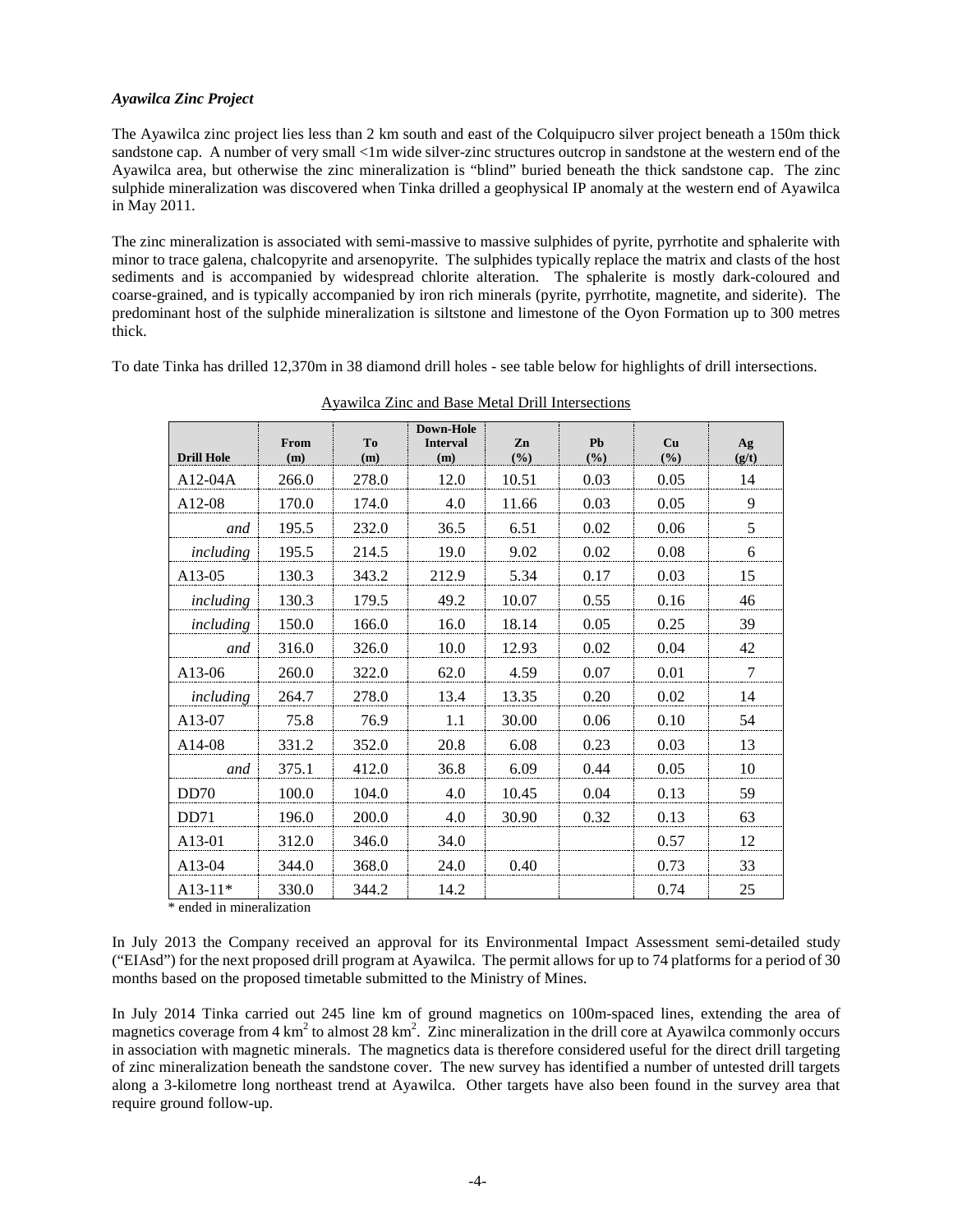***Ayawilca Zinc Project***

The Ayawilca zinc project lies less than 2 km south and east of the Colquipucro silver project beneath a 150m thick sandstone cap. A number of very small <1m wide silver-zinc structures outcrop in sandstone at the western end of the Ayawilca area, but otherwise the zinc mineralization is "blind" buried beneath the thick sandstone cap. The zinc sulphide mineralization was discovered when Tinka drilled a geophysical IP anomaly at the western end of Ayawilca in May 2011.

The zinc mineralization is associated with semi-massive to massive sulphides of pyrite, pyrrhotite and sphalerite with minor to trace galena, chalcopyrite and arsenopyrite. The sulphides typically replace the matrix and clasts of the host sediments and is accompanied by widespread chlorite alteration. The sphalerite is mostly dark-coloured and coarse-grained, and is typically accompanied by iron rich minerals (pyrite, pyrrhotite, magnetite, and siderite). The predominant host of the sulphide mineralization is siltstone and limestone of the Oyon Formation up to 300 metres thick.

To date Tinka has drilled 12,370m in 38 diamond drill holes - see table below for highlights of drill intersections.

Ayawilca Zinc and Base Metal Drill Intersections

| Drill Hole | From (m) | To (m) | Down-Hole Interval (m) | Zn (%) | Pb (%) | Cu (%) | Ag (g/t) |
|---|---|---|---|---|---|---|---|
| A12-04A | 266.0 | 278.0 | 12.0 | 10.51 | 0.03 | 0.05 | 14 |
| A12-08 | 170.0 | 174.0 | 4.0 | 11.66 | 0.03 | 0.05 | 9 |
| *and* | 195.5 | 232.0 | 36.5 | 6.51 | 0.02 | 0.06 | 5 |
| *including* | 195.5 | 214.5 | 19.0 | 9.02 | 0.02 | 0.08 | 6 |
| A13-05 | 130.3 | 343.2 | 212.9 | 5.34 | 0.17 | 0.03 | 15 |
| *including* | 130.3 | 179.5 | 49.2 | 10.07 | 0.55 | 0.16 | 46 |
| *including* | 150.0 | 166.0 | 16.0 | 18.14 | 0.05 | 0.25 | 39 |
| *and* | 316.0 | 326.0 | 10.0 | 12.93 | 0.02 | 0.04 | 42 |
| A13-06 | 260.0 | 322.0 | 62.0 | 4.59 | 0.07 | 0.01 | 7 |
| *including* | 264.7 | 278.0 | 13.4 | 13.35 | 0.20 | 0.02 | 14 |
| A13-07 | 75.8 | 76.9 | 1.1 | 30.00 | 0.06 | 0.10 | 54 |
| A14-08 | 331.2 | 352.0 | 20.8 | 6.08 | 0.23 | 0.03 | 13 |
| *and* | 375.1 | 412.0 | 36.8 | 6.09 | 0.44 | 0.05 | 10 |
| DD70 | 100.0 | 104.0 | 4.0 | 10.45 | 0.04 | 0.13 | 59 |
| DD71 | 196.0 | 200.0 | 4.0 | 30.90 | 0.32 | 0.13 | 63 |
| A13-01 | 312.0 | 346.0 | 34.0 | | | 0.57 | 12 |
| A13-04 | 344.0 | 368.0 | 24.0 | 0.40 | | 0.73 | 33 |
| A13-11* | 330.0 | 344.2 | 14.2 | | | 0.74 | 25 |

* ended in mineralization

In July 2013 the Company received an approval for its Environmental Impact Assessment semi-detailed study ("EIAsd") for the next proposed drill program at Ayawilca. The permit allows for up to 74 platforms for a period of 30 months based on the proposed timetable submitted to the Ministry of Mines.

In July 2014 Tinka carried out 245 line km of ground magnetics on 100m-spaced lines, extending the area of magnetics coverage from 4 $km^2$ to almost 28 $km^2$. Zinc mineralization in the drill core at Ayawilca commonly occurs in association with magnetic minerals. The magnetics data is therefore considered useful for the direct drill targeting of zinc mineralization beneath the sandstone cover. The new survey has identified a number of untested drill targets along a 3-kilometre long northeast trend at Ayawilca. Other targets have also been found in the survey area that require ground follow-up.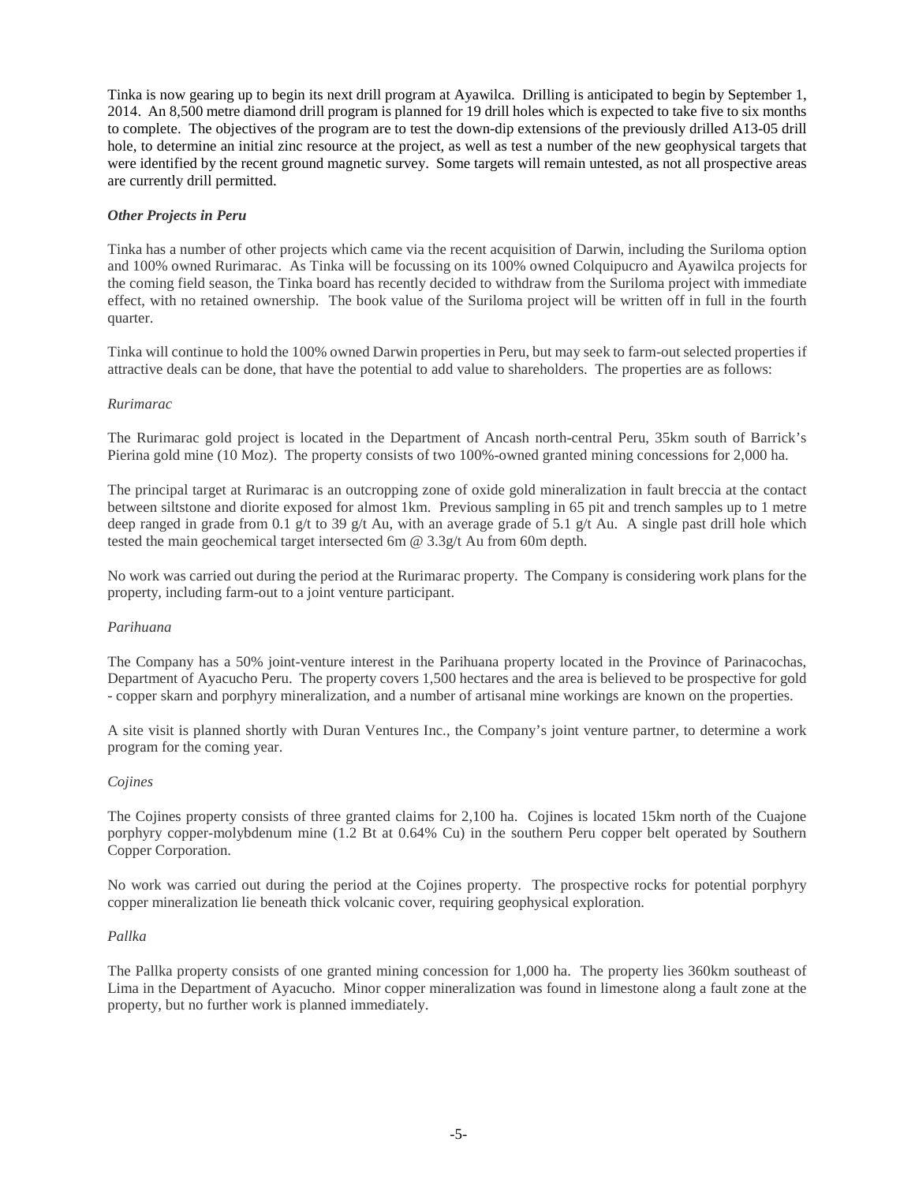Tinka is now gearing up to begin its next drill program at Ayawilca. Drilling is anticipated to begin by September 1, 2014. An 8,500 metre diamond drill program is planned for 19 drill holes which is expected to take five to six months to complete. The objectives of the program are to test the down-dip extensions of the previously drilled A13-05 drill hole, to determine an initial zinc resource at the project, as well as test a number of the new geophysical targets that were identified by the recent ground magnetic survey. Some targets will remain untested, as not all prospective areas are currently drill permitted.

***Other Projects in Peru***

Tinka has a number of other projects which came via the recent acquisition of Darwin, including the Suriloma option and 100% owned Rurimarac. As Tinka will be focussing on its 100% owned Colquipucro and Ayawilca projects for the coming field season, the Tinka board has recently decided to withdraw from the Suriloma project with immediate effect, with no retained ownership. The book value of the Suriloma project will be written off in full in the fourth quarter.

Tinka will continue to hold the 100% owned Darwin properties in Peru, but may seek to farm-out selected properties if attractive deals can be done, that have the potential to add value to shareholders. The properties are as follows:

*Rurimarac*

The Rurimarac gold project is located in the Department of Ancash north-central Peru, 35km south of Barrick's Pierina gold mine (10 Moz). The property consists of two 100%-owned granted mining concessions for 2,000 ha.

The principal target at Rurimarac is an outcropping zone of oxide gold mineralization in fault breccia at the contact between siltstone and diorite exposed for almost 1km. Previous sampling in 65 pit and trench samples up to 1 metre deep ranged in grade from 0.1 g/t to 39 g/t Au, with an average grade of 5.1 g/t Au. A single past drill hole which tested the main geochemical target intersected 6m @ 3.3g/t Au from 60m depth.

No work was carried out during the period at the Rurimarac property. The Company is considering work plans for the property, including farm-out to a joint venture participant.

*Parihuana*

The Company has a 50% joint-venture interest in the Parihuana property located in the Province of Parinacochas, Department of Ayacucho Peru. The property covers 1,500 hectares and the area is believed to be prospective for gold - copper skarn and porphyry mineralization, and a number of artisanal mine workings are known on the properties.

A site visit is planned shortly with Duran Ventures Inc., the Company's joint venture partner, to determine a work program for the coming year.

*Cojines*

The Cojines property consists of three granted claims for 2,100 ha. Cojines is located 15km north of the Cuajone porphyry copper-molybdenum mine (1.2 Bt at 0.64% Cu) in the southern Peru copper belt operated by Southern Copper Corporation.

No work was carried out during the period at the Cojines property. The prospective rocks for potential porphyry copper mineralization lie beneath thick volcanic cover, requiring geophysical exploration.

*Pallka*

The Pallka property consists of one granted mining concession for 1,000 ha. The property lies 360km southeast of Lima in the Department of Ayacucho. Minor copper mineralization was found in limestone along a fault zone at the property, but no further work is planned immediately.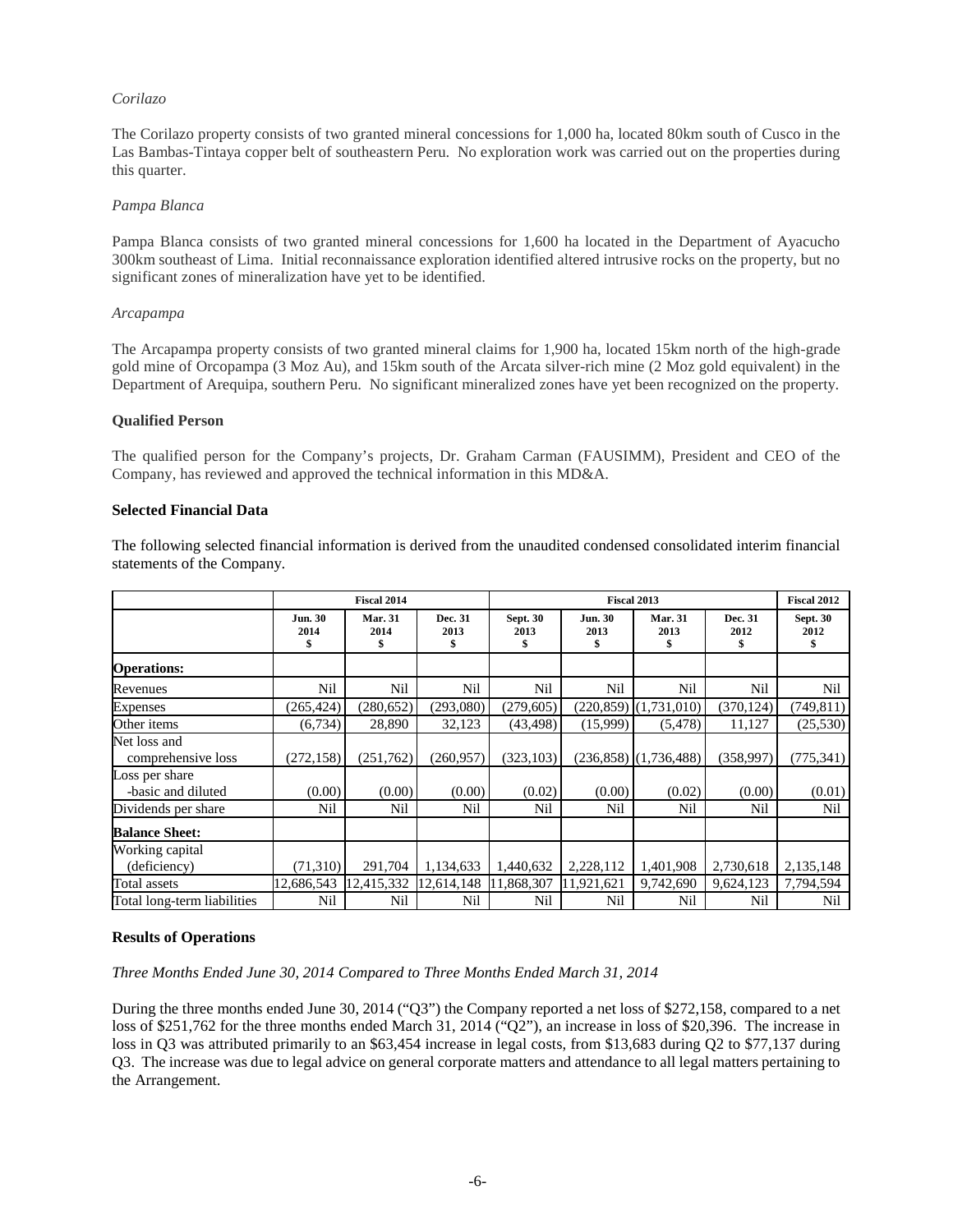*Corilazo*

The Corilazo property consists of two granted mineral concessions for 1,000 ha, located 80km south of Cusco in the Las Bambas-Tintaya copper belt of southeastern Peru. No exploration work was carried out on the properties during this quarter.

*Pampa Blanca*

Pampa Blanca consists of two granted mineral concessions for 1,600 ha located in the Department of Ayacucho 300km southeast of Lima. Initial reconnaissance exploration identified altered intrusive rocks on the property, but no significant zones of mineralization have yet to be identified.

*Arcapampa*

The Arcapampa property consists of two granted mineral claims for 1,900 ha, located 15km north of the high-grade gold mine of Orcopampa (3 Moz Au), and 15km south of the Arcata silver-rich mine (2 Moz gold equivalent) in the Department of Arequipa, southern Peru. No significant mineralized zones have yet been recognized on the property.

**Qualified Person**

The qualified person for the Company's projects, Dr. Graham Carman (FAUSIMM), President and CEO of the Company, has reviewed and approved the technical information in this MD&A.

**Selected Financial Data**

The following selected financial information is derived from the unaudited condensed consolidated interim financial statements of the Company.

| | Fiscal 2014 | | | Fiscal 2013 | | | | Fiscal 2012 |
|---|---|---|---|---|---|---|---|---|
| | Jun. 30 2014 $ | Mar. 31 2014 $ | Dec. 31 2013 $ | Sept. 30 2013 $ | Jun. 30 2013 $ | Mar. 31 2013 $ | Dec. 31 2012 $ | Sept. 30 2012 $ |
| **Operations:** | | | | | | | | |
| Revenues | Nil | Nil | Nil | Nil | Nil | Nil | Nil | Nil |
| Expenses | (265,424) | (280,652) | (293,080) | (279,605) | (220,859) | (1,731,010) | (370,124) | (749,811) |
| Other items | (6,734) | 28,890 | 32,123 | (43,498) | (15,999) | (5,478) | 11,127 | (25,530) |
| Net loss and comprehensive loss | (272,158) | (251,762) | (260,957) | (323,103) | (236,858) | (1,736,488) | (358,997) | (775,341) |
| Loss per share -basic and diluted | (0.00) | (0.00) | (0.00) | (0.02) | (0.00) | (0.02) | (0.00) | (0.01) |
| Dividends per share | Nil | Nil | Nil | Nil | Nil | Nil | Nil | Nil |
| **Balance Sheet:** | | | | | | | | |
| Working capital (deficiency) | (71,310) | 291,704 | 1,134,633 | 1,440,632 | 2,228,112 | 1,401,908 | 2,730,618 | 2,135,148 |
| Total assets | 12,686,543 | 12,415,332 | 12,614,148 | 11,868,307 | 11,921,621 | 9,742,690 | 9,624,123 | 7,794,594 |
| Total long-term liabilities | Nil | Nil | Nil | Nil | Nil | Nil | Nil | Nil |

**Results of Operations**

*Three Months Ended June 30, 2014 Compared to Three Months Ended March 31, 2014*

During the three months ended June 30, 2014 ("Q3") the Company reported a net loss of $272,158, compared to a net loss of $251,762 for the three months ended March 31, 2014 ("Q2"), an increase in loss of $20,396. The increase in loss in Q3 was attributed primarily to an $63,454 increase in legal costs, from $13,683 during Q2 to $77,137 during Q3. The increase was due to legal advice on general corporate matters and attendance to all legal matters pertaining to the Arrangement.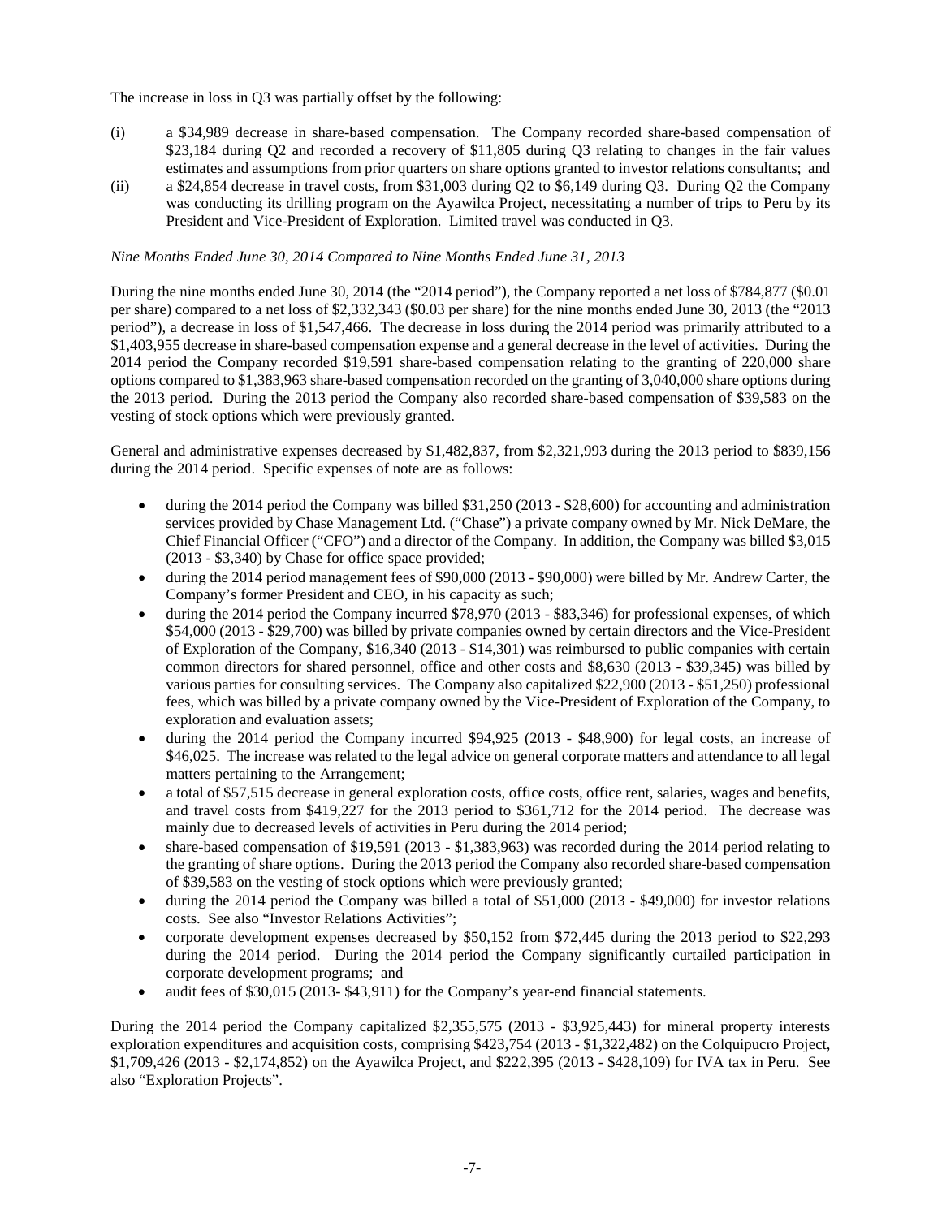The increase in loss in Q3 was partially offset by the following:

(i) a $34,989 decrease in share-based compensation. The Company recorded share-based compensation of $23,184 during Q2 and recorded a recovery of $11,805 during Q3 relating to changes in the fair values estimates and assumptions from prior quarters on share options granted to investor relations consultants; and

(ii) a $24,854 decrease in travel costs, from $31,003 during Q2 to $6,149 during Q3. During Q2 the Company was conducting its drilling program on the Ayawilca Project, necessitating a number of trips to Peru by its President and Vice-President of Exploration. Limited travel was conducted in Q3.

*Nine Months Ended June 30, 2014 Compared to Nine Months Ended June 31, 2013*

During the nine months ended June 30, 2014 (the "2014 period"), the Company reported a net loss of $784,877 ($0.01 per share) compared to a net loss of $2,332,343 ($0.03 per share) for the nine months ended June 30, 2013 (the "2013 period"), a decrease in loss of $1,547,466. The decrease in loss during the 2014 period was primarily attributed to a $1,403,955 decrease in share-based compensation expense and a general decrease in the level of activities. During the 2014 period the Company recorded $19,591 share-based compensation relating to the granting of 220,000 share options compared to $1,383,963 share-based compensation recorded on the granting of 3,040,000 share options during the 2013 period. During the 2013 period the Company also recorded share-based compensation of $39,583 on the vesting of stock options which were previously granted.

General and administrative expenses decreased by $1,482,837, from $2,321,993 during the 2013 period to $839,156 during the 2014 period. Specific expenses of note are as follows:

- during the 2014 period the Company was billed $31,250 (2013 - $28,600) for accounting and administration services provided by Chase Management Ltd. ("Chase") a private company owned by Mr. Nick DeMare, the Chief Financial Officer ("CFO") and a director of the Company. In addition, the Company was billed $3,015 (2013 - $3,340) by Chase for office space provided;
- during the 2014 period management fees of $90,000 (2013 - $90,000) were billed by Mr. Andrew Carter, the Company's former President and CEO, in his capacity as such;
- during the 2014 period the Company incurred $78,970 (2013 - $83,346) for professional expenses, of which $54,000 (2013 - $29,700) was billed by private companies owned by certain directors and the Vice-President of Exploration of the Company, $16,340 (2013 - $14,301) was reimbursed to public companies with certain common directors for shared personnel, office and other costs and $8,630 (2013 - $39,345) was billed by various parties for consulting services. The Company also capitalized $22,900 (2013 - $51,250) professional fees, which was billed by a private company owned by the Vice-President of Exploration of the Company, to exploration and evaluation assets;
- during the 2014 period the Company incurred $94,925 (2013 - $48,900) for legal costs, an increase of $46,025. The increase was related to the legal advice on general corporate matters and attendance to all legal matters pertaining to the Arrangement;
- a total of $57,515 decrease in general exploration costs, office costs, office rent, salaries, wages and benefits, and travel costs from $419,227 for the 2013 period to $361,712 for the 2014 period. The decrease was mainly due to decreased levels of activities in Peru during the 2014 period;
- share-based compensation of $19,591 (2013 - $1,383,963) was recorded during the 2014 period relating to the granting of share options. During the 2013 period the Company also recorded share-based compensation of $39,583 on the vesting of stock options which were previously granted;
- during the 2014 period the Company was billed a total of $51,000 (2013 - $49,000) for investor relations costs. See also "Investor Relations Activities";
- corporate development expenses decreased by $50,152 from $72,445 during the 2013 period to $22,293 during the 2014 period. During the 2014 period the Company significantly curtailed participation in corporate development programs; and
- audit fees of $30,015 (2013- $43,911) for the Company's year-end financial statements.

During the 2014 period the Company capitalized $2,355,575 (2013 - $3,925,443) for mineral property interests exploration expenditures and acquisition costs, comprising $423,754 (2013 - $1,322,482) on the Colquipucro Project, $1,709,426 (2013 - $2,174,852) on the Ayawilca Project, and $222,395 (2013 - $428,109) for IVA tax in Peru. See also "Exploration Projects".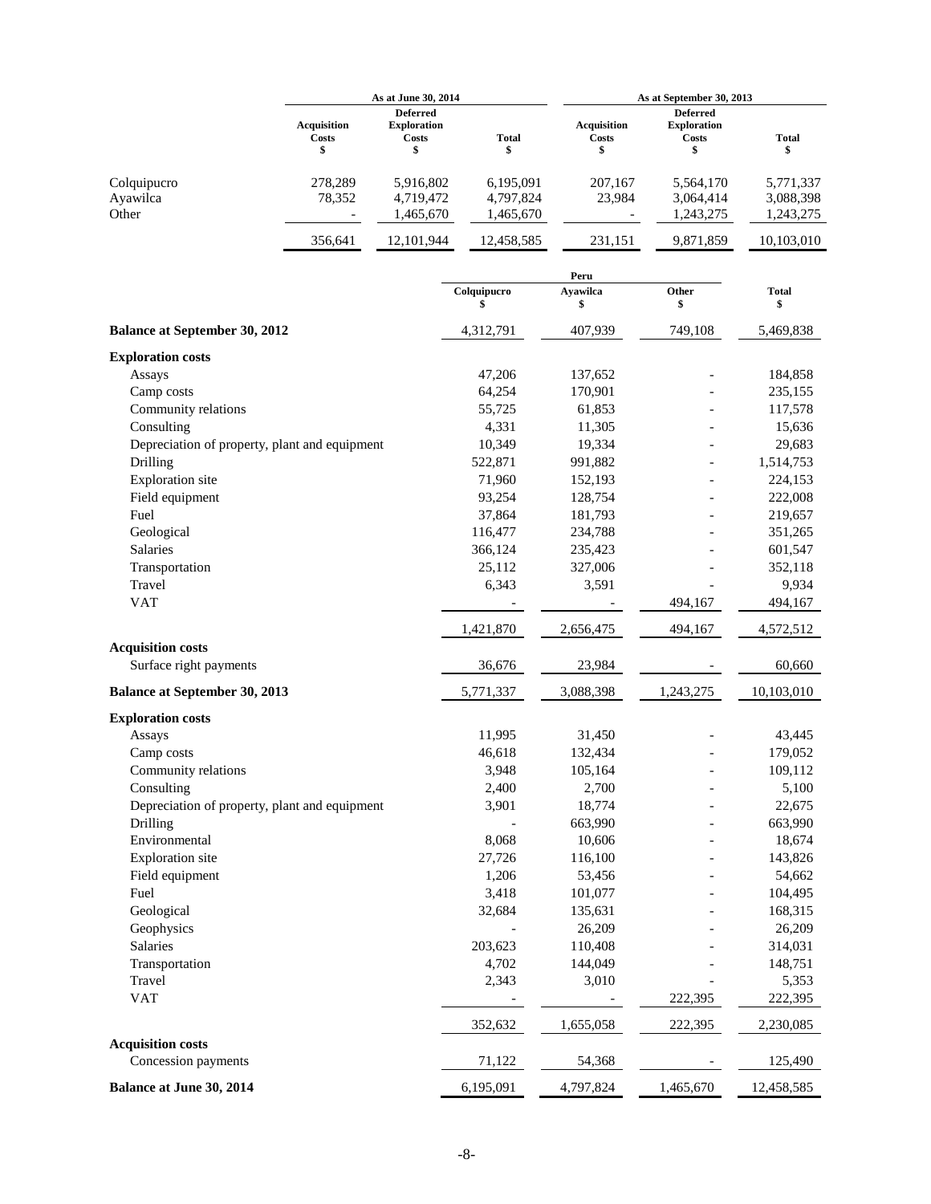| | As at June 30, 2014 | | | As at September 30, 2013 | | |
|---|---|---|---|---|---|---|
| | Acquisition Costs $ | Deferred Exploration Costs $ | Total $ | Acquisition Costs $ | Deferred Exploration Costs $ | Total $ |
| Colquipucro | 278,289 | 5,916,802 | 6,195,091 | 207,167 | 5,564,170 | 5,771,337 |
| Ayawilca | 78,352 | 4,719,472 | 4,797,824 | 23,984 | 3,064,414 | 3,088,398 |
| Other | - | 1,465,670 | 1,465,670 | - | 1,243,275 | 1,243,275 |
| | 356,641 | 12,101,944 | 12,458,585 | 231,151 | 9,871,859 | 10,103,010 |

| | Peru | | | |
|---|---|---|---|---|
| | Colquipucro $ | Ayawilca $ | Other $ | Total $ |
| **Balance at September 30, 2012** | 4,312,791 | 407,939 | 749,108 | 5,469,838 |
| **Exploration costs** | | | | |
| Assays | 47,206 | 137,652 | - | 184,858 |
| Camp costs | 64,254 | 170,901 | - | 235,155 |
| Community relations | 55,725 | 61,853 | - | 117,578 |
| Consulting | 4,331 | 11,305 | - | 15,636 |
| Depreciation of property, plant and equipment | 10,349 | 19,334 | - | 29,683 |
| Drilling | 522,871 | 991,882 | - | 1,514,753 |
| Exploration site | 71,960 | 152,193 | - | 224,153 |
| Field equipment | 93,254 | 128,754 | - | 222,008 |
| Fuel | 37,864 | 181,793 | - | 219,657 |
| Geological | 116,477 | 234,788 | - | 351,265 |
| Salaries | 366,124 | 235,423 | - | 601,547 |
| Transportation | 25,112 | 327,006 | - | 352,118 |
| Travel | 6,343 | 3,591 | - | 9,934 |
| VAT | - | - | 494,167 | 494,167 |
| | 1,421,870 | 2,656,475 | 494,167 | 4,572,512 |
| **Acquisition costs** | | | | |
| Surface right payments | 36,676 | 23,984 | - | 60,660 |
| **Balance at September 30, 2013** | 5,771,337 | 3,088,398 | 1,243,275 | 10,103,010 |
| **Exploration costs** | | | | |
| Assays | 11,995 | 31,450 | - | 43,445 |
| Camp costs | 46,618 | 132,434 | - | 179,052 |
| Community relations | 3,948 | 105,164 | - | 109,112 |
| Consulting | 2,400 | 2,700 | - | 5,100 |
| Depreciation of property, plant and equipment | 3,901 | 18,774 | - | 22,675 |
| Drilling | - | 663,990 | - | 663,990 |
| Environmental | 8,068 | 10,606 | - | 18,674 |
| Exploration site | 27,726 | 116,100 | - | 143,826 |
| Field equipment | 1,206 | 53,456 | - | 54,662 |
| Fuel | 3,418 | 101,077 | - | 104,495 |
| Geological | 32,684 | 135,631 | - | 168,315 |
| Geophysics | - | 26,209 | - | 26,209 |
| Salaries | 203,623 | 110,408 | - | 314,031 |
| Transportation | 4,702 | 144,049 | - | 148,751 |
| Travel | 2,343 | 3,010 | - | 5,353 |
| VAT | - | - | 222,395 | 222,395 |
| | 352,632 | 1,655,058 | 222,395 | 2,230,085 |
| **Acquisition costs** | | | | |
| Concession payments | 71,122 | 54,368 | - | 125,490 |
| **Balance at June 30, 2014** | 6,195,091 | 4,797,824 | 1,465,670 | 12,458,585 |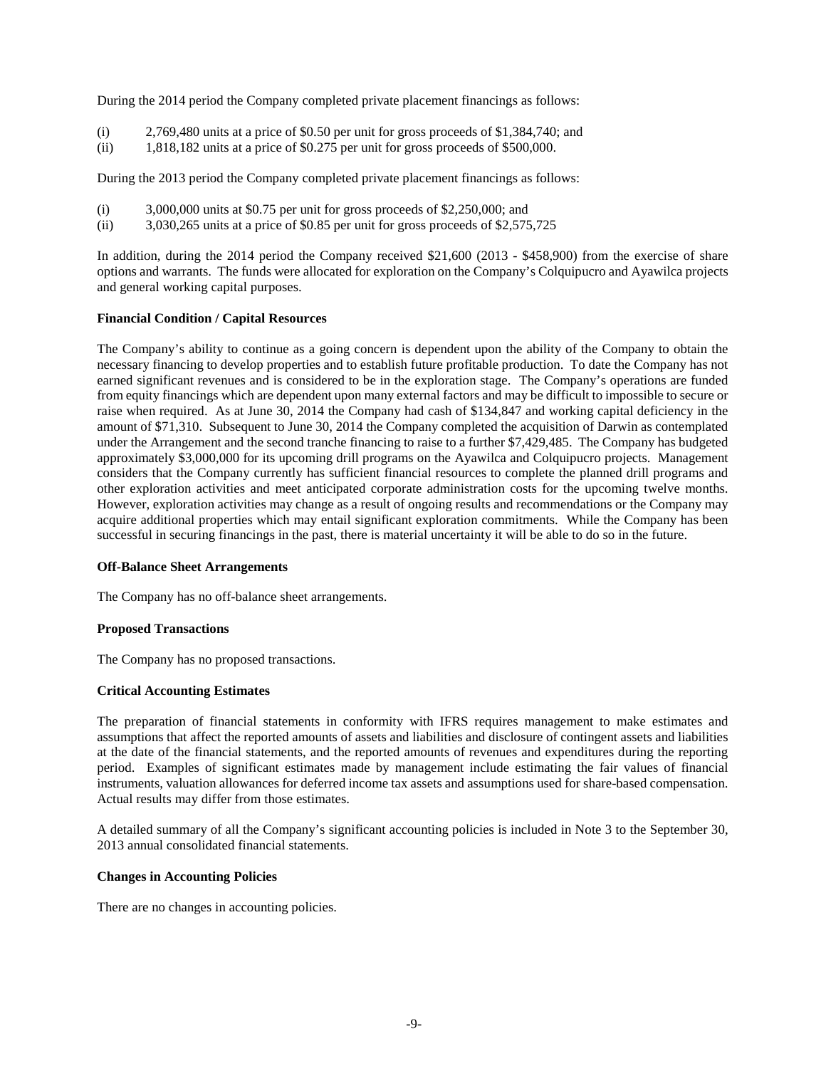During the 2014 period the Company completed private placement financings as follows:

(i) 2,769,480 units at a price of \$0.50 per unit for gross proceeds of \$1,384,740; and
(ii) 1,818,182 units at a price of \$0.275 per unit for gross proceeds of \$500,000.

During the 2013 period the Company completed private placement financings as follows:

(i) 3,000,000 units at \$0.75 per unit for gross proceeds of \$2,250,000; and
(ii) 3,030,265 units at a price of \$0.85 per unit for gross proceeds of \$2,575,725

In addition, during the 2014 period the Company received \$21,600 (2013 - \$458,900) from the exercise of share options and warrants. The funds were allocated for exploration on the Company's Colquipucro and Ayawilca projects and general working capital purposes.

**Financial Condition / Capital Resources**

The Company's ability to continue as a going concern is dependent upon the ability of the Company to obtain the necessary financing to develop properties and to establish future profitable production. To date the Company has not earned significant revenues and is considered to be in the exploration stage. The Company's operations are funded from equity financings which are dependent upon many external factors and may be difficult to impossible to secure or raise when required. As at June 30, 2014 the Company had cash of \$134,847 and working capital deficiency in the amount of \$71,310. Subsequent to June 30, 2014 the Company completed the acquisition of Darwin as contemplated under the Arrangement and the second tranche financing to raise to a further \$7,429,485. The Company has budgeted approximately \$3,000,000 for its upcoming drill programs on the Ayawilca and Colquipucro projects. Management considers that the Company currently has sufficient financial resources to complete the planned drill programs and other exploration activities and meet anticipated corporate administration costs for the upcoming twelve months. However, exploration activities may change as a result of ongoing results and recommendations or the Company may acquire additional properties which may entail significant exploration commitments. While the Company has been successful in securing financings in the past, there is material uncertainty it will be able to do so in the future.

**Off-Balance Sheet Arrangements**

The Company has no off-balance sheet arrangements.

**Proposed Transactions**

The Company has no proposed transactions.

**Critical Accounting Estimates**

The preparation of financial statements in conformity with IFRS requires management to make estimates and assumptions that affect the reported amounts of assets and liabilities and disclosure of contingent assets and liabilities at the date of the financial statements, and the reported amounts of revenues and expenditures during the reporting period. Examples of significant estimates made by management include estimating the fair values of financial instruments, valuation allowances for deferred income tax assets and assumptions used for share-based compensation. Actual results may differ from those estimates.

A detailed summary of all the Company's significant accounting policies is included in Note 3 to the September 30, 2013 annual consolidated financial statements.

**Changes in Accounting Policies**

There are no changes in accounting policies.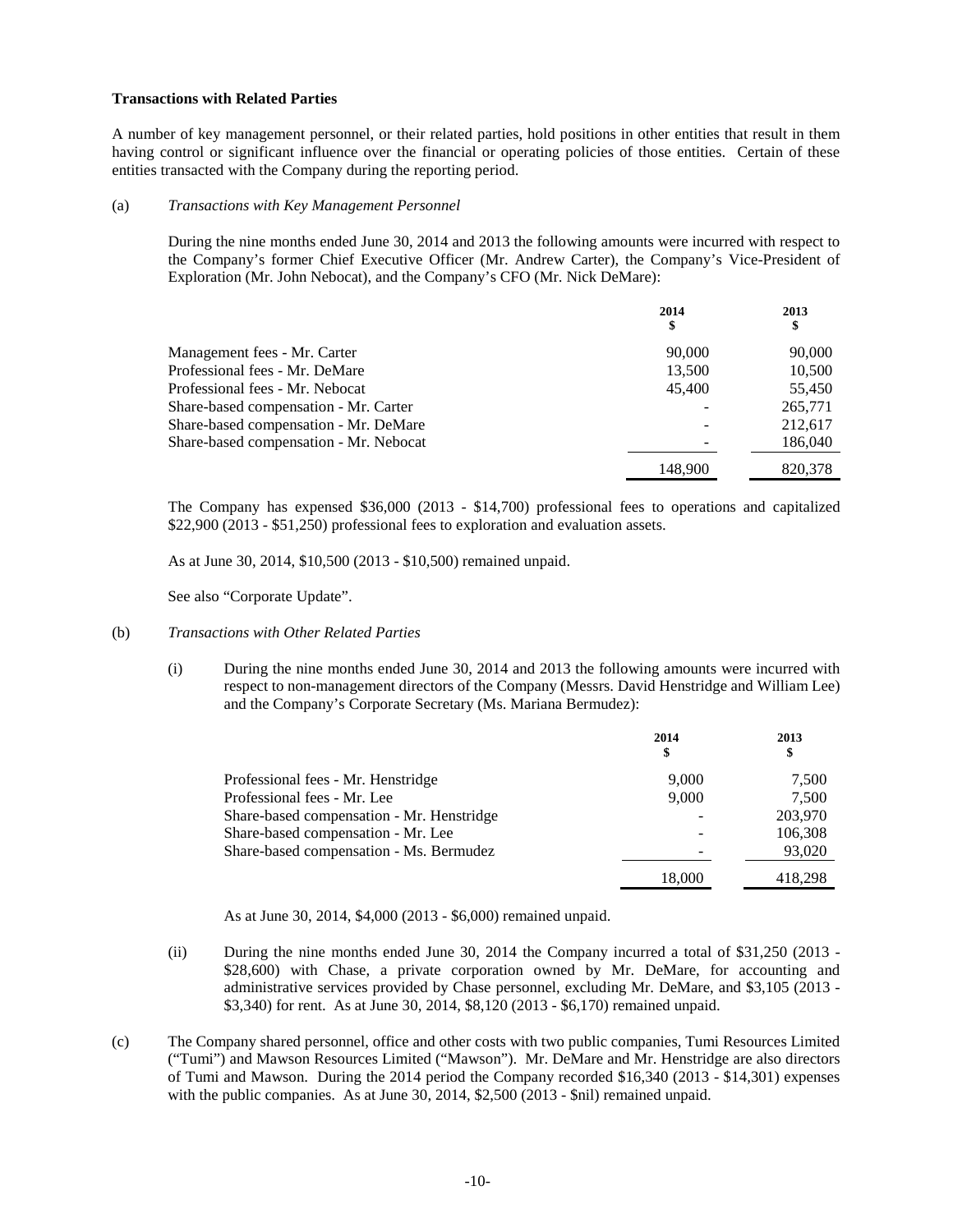**Transactions with Related Parties**

A number of key management personnel, or their related parties, hold positions in other entities that result in them having control or significant influence over the financial or operating policies of those entities. Certain of these entities transacted with the Company during the reporting period.

(a) *Transactions with Key Management Personnel*

During the nine months ended June 30, 2014 and 2013 the following amounts were incurred with respect to the Company's former Chief Executive Officer (Mr. Andrew Carter), the Company's Vice-President of Exploration (Mr. John Nebocat), and the Company's CFO (Mr. Nick DeMare):

| | 2014<br>$ | 2013<br>$ |
|---|---|---|
| Management fees - Mr. Carter | 90,000 | 90,000 |
| Professional fees - Mr. DeMare | 13,500 | 10,500 |
| Professional fees - Mr. Nebocat | 45,400 | 55,450 |
| Share-based compensation - Mr. Carter | - | 265,771 |
| Share-based compensation - Mr. DeMare | - | 212,617 |
| Share-based compensation - Mr. Nebocat | - | 186,040 |
| | 148,900 | 820,378 |

The Company has expensed $36,000 (2013 - $14,700) professional fees to operations and capitalized $22,900 (2013 - $51,250) professional fees to exploration and evaluation assets.

As at June 30, 2014, $10,500 (2013 - $10,500) remained unpaid.

See also "Corporate Update".

(b) *Transactions with Other Related Parties*

(i) During the nine months ended June 30, 2014 and 2013 the following amounts were incurred with respect to non-management directors of the Company (Messrs. David Henstridge and William Lee) and the Company's Corporate Secretary (Ms. Mariana Bermudez):

| | 2014<br>$ | 2013<br>$ |
|---|---|---|
| Professional fees - Mr. Henstridge | 9,000 | 7,500 |
| Professional fees - Mr. Lee | 9,000 | 7,500 |
| Share-based compensation - Mr. Henstridge | - | 203,970 |
| Share-based compensation - Mr. Lee | - | 106,308 |
| Share-based compensation - Ms. Bermudez | - | 93,020 |
| | 18,000 | 418,298 |

As at June 30, 2014, $4,000 (2013 - $6,000) remained unpaid.

(ii) During the nine months ended June 30, 2014 the Company incurred a total of $31,250 (2013 - $28,600) with Chase, a private corporation owned by Mr. DeMare, for accounting and administrative services provided by Chase personnel, excluding Mr. DeMare, and $3,105 (2013 - $3,340) for rent. As at June 30, 2014, $8,120 (2013 - $6,170) remained unpaid.

(c) The Company shared personnel, office and other costs with two public companies, Tumi Resources Limited ("Tumi") and Mawson Resources Limited ("Mawson"). Mr. DeMare and Mr. Henstridge are also directors of Tumi and Mawson. During the 2014 period the Company recorded $16,340 (2013 - $14,301) expenses with the public companies. As at June 30, 2014, $2,500 (2013 - $nil) remained unpaid.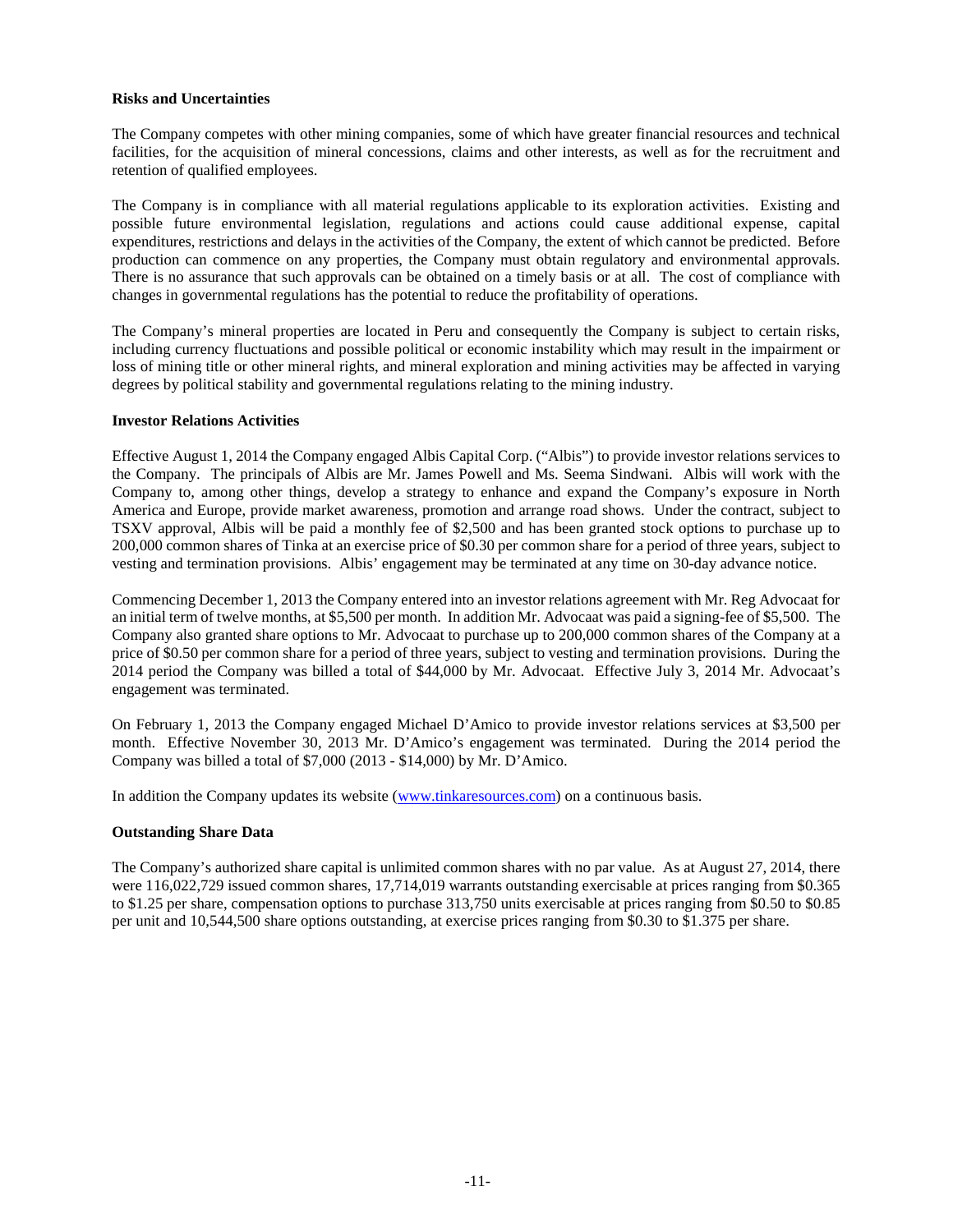**Risks and Uncertainties**

The Company competes with other mining companies, some of which have greater financial resources and technical facilities, for the acquisition of mineral concessions, claims and other interests, as well as for the recruitment and retention of qualified employees.

The Company is in compliance with all material regulations applicable to its exploration activities. Existing and possible future environmental legislation, regulations and actions could cause additional expense, capital expenditures, restrictions and delays in the activities of the Company, the extent of which cannot be predicted. Before production can commence on any properties, the Company must obtain regulatory and environmental approvals. There is no assurance that such approvals can be obtained on a timely basis or at all. The cost of compliance with changes in governmental regulations has the potential to reduce the profitability of operations.

The Company's mineral properties are located in Peru and consequently the Company is subject to certain risks, including currency fluctuations and possible political or economic instability which may result in the impairment or loss of mining title or other mineral rights, and mineral exploration and mining activities may be affected in varying degrees by political stability and governmental regulations relating to the mining industry.

**Investor Relations Activities**

Effective August 1, 2014 the Company engaged Albis Capital Corp. ("Albis") to provide investor relations services to the Company. The principals of Albis are Mr. James Powell and Ms. Seema Sindwani. Albis will work with the Company to, among other things, develop a strategy to enhance and expand the Company's exposure in North America and Europe, provide market awareness, promotion and arrange road shows. Under the contract, subject to TSXV approval, Albis will be paid a monthly fee of $2,500 and has been granted stock options to purchase up to 200,000 common shares of Tinka at an exercise price of $0.30 per common share for a period of three years, subject to vesting and termination provisions. Albis' engagement may be terminated at any time on 30-day advance notice.

Commencing December 1, 2013 the Company entered into an investor relations agreement with Mr. Reg Advocaat for an initial term of twelve months, at $5,500 per month. In addition Mr. Advocaat was paid a signing-fee of $5,500. The Company also granted share options to Mr. Advocaat to purchase up to 200,000 common shares of the Company at a price of $0.50 per common share for a period of three years, subject to vesting and termination provisions. During the 2014 period the Company was billed a total of $44,000 by Mr. Advocaat. Effective July 3, 2014 Mr. Advocaat's engagement was terminated.

On February 1, 2013 the Company engaged Michael D'Amico to provide investor relations services at $3,500 per month. Effective November 30, 2013 Mr. D'Amico's engagement was terminated. During the 2014 period the Company was billed a total of $7,000 (2013 - $14,000) by Mr. D'Amico.

In addition the Company updates its website (www.tinkaresources.com) on a continuous basis.

**Outstanding Share Data**

The Company's authorized share capital is unlimited common shares with no par value. As at August 27, 2014, there were 116,022,729 issued common shares, 17,714,019 warrants outstanding exercisable at prices ranging from $0.365 to $1.25 per share, compensation options to purchase 313,750 units exercisable at prices ranging from $0.50 to $0.85 per unit and 10,544,500 share options outstanding, at exercise prices ranging from $0.30 to $1.375 per share.